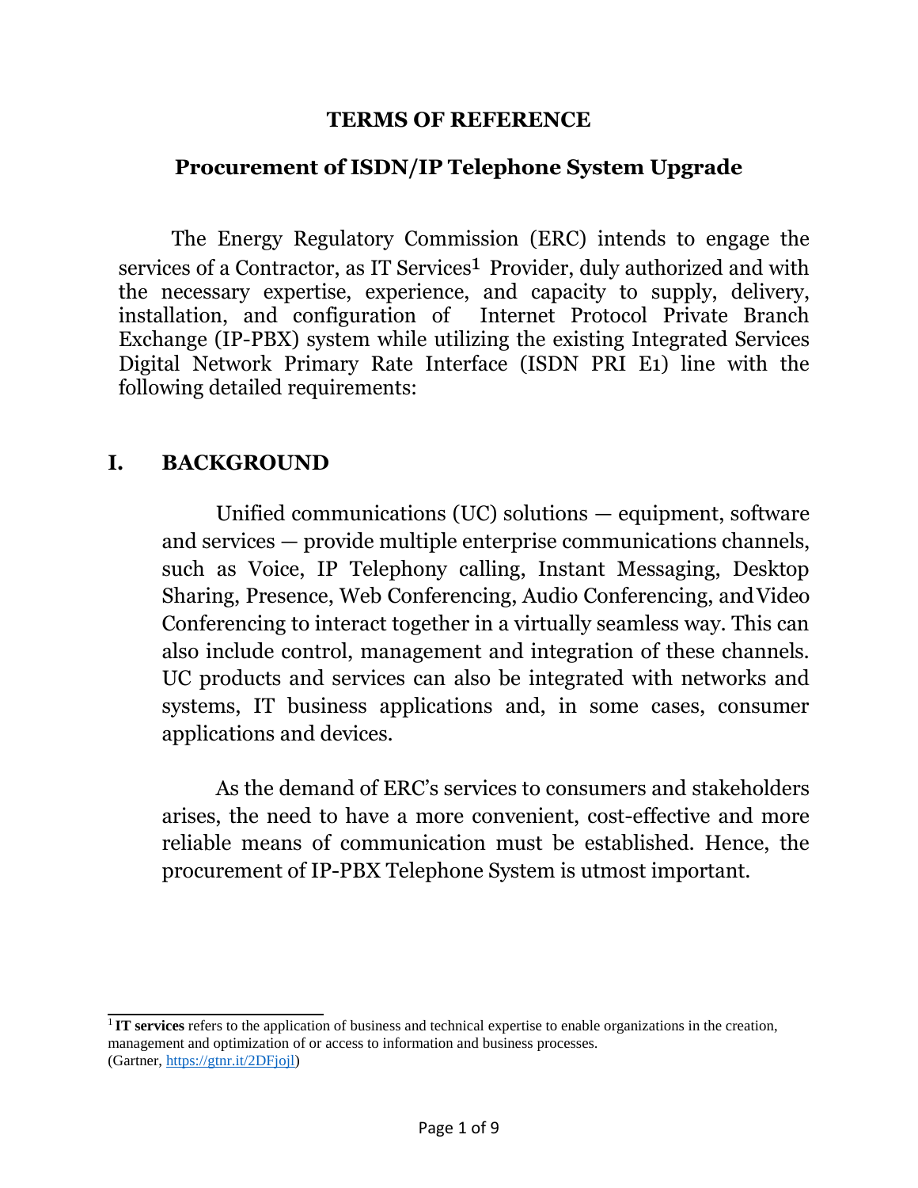# TERMS OF REFERENCE

## Procurement of ISDN/IP Telephone System Upgrade

The Energy Regulatory Commission (ERC) intends to engage the services of a Contractor, as IT Services[1] Provider, duly authorized and with the necessary expertise, experience, and capacity to supply, delivery, installation, and configuration of Internet Protocol Private Branch Exchange (IP-PBX) system while utilizing the existing Integrated Services Digital Network Primary Rate Interface (ISDN PRI E1) line with the following detailed requirements:

## I. BACKGROUND

Unified communications (UC) solutions — equipment, software and services — provide multiple enterprise communications channels, such as Voice, IP Telephony calling, Instant Messaging, Desktop Sharing, Presence, Web Conferencing, Audio Conferencing, and Video Conferencing to interact together in a virtually seamless way. This can also include control, management and integration of these channels. UC products and services can also be integrated with networks and systems, IT business applications and, in some cases, consumer applications and devices.

As the demand of ERC's services to consumers and stakeholders arises, the need to have a more convenient, cost-effective and more reliable means of communication must be established. Hence, the procurement of IP-PBX Telephone System is utmost important.

---

[1] **IT services** refers to the application of business and technical expertise to enable organizations in the creation, management and optimization of or access to information and business processes.
(Gartner, https://gtnr.it/2DFjojl)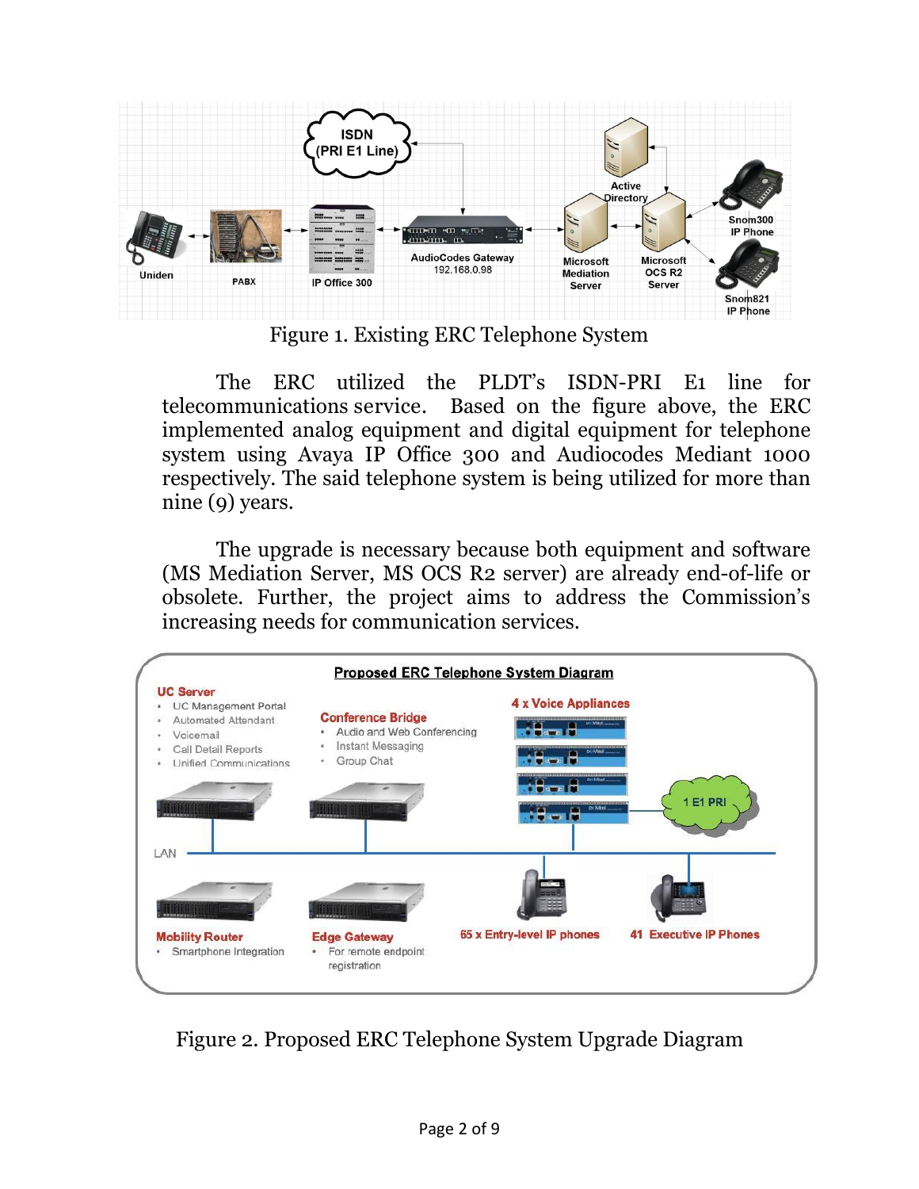Figure 1. Existing ERC Telephone System

The ERC utilized the PLDT's ISDN-PRI E1 line for telecommunications service. Based on the figure above, the ERC implemented analog equipment and digital equipment for telephone system using Avaya IP Office 300 and Audiocodes Mediant 1000 respectively. The said telephone system is being utilized for more than nine (9) years.

The upgrade is necessary because both equipment and software (MS Mediation Server, MS OCS R2 server) are already end-of-life or obsolete. Further, the project aims to address the Commission's increasing needs for communication services.

Figure 2. Proposed ERC Telephone System Upgrade Diagram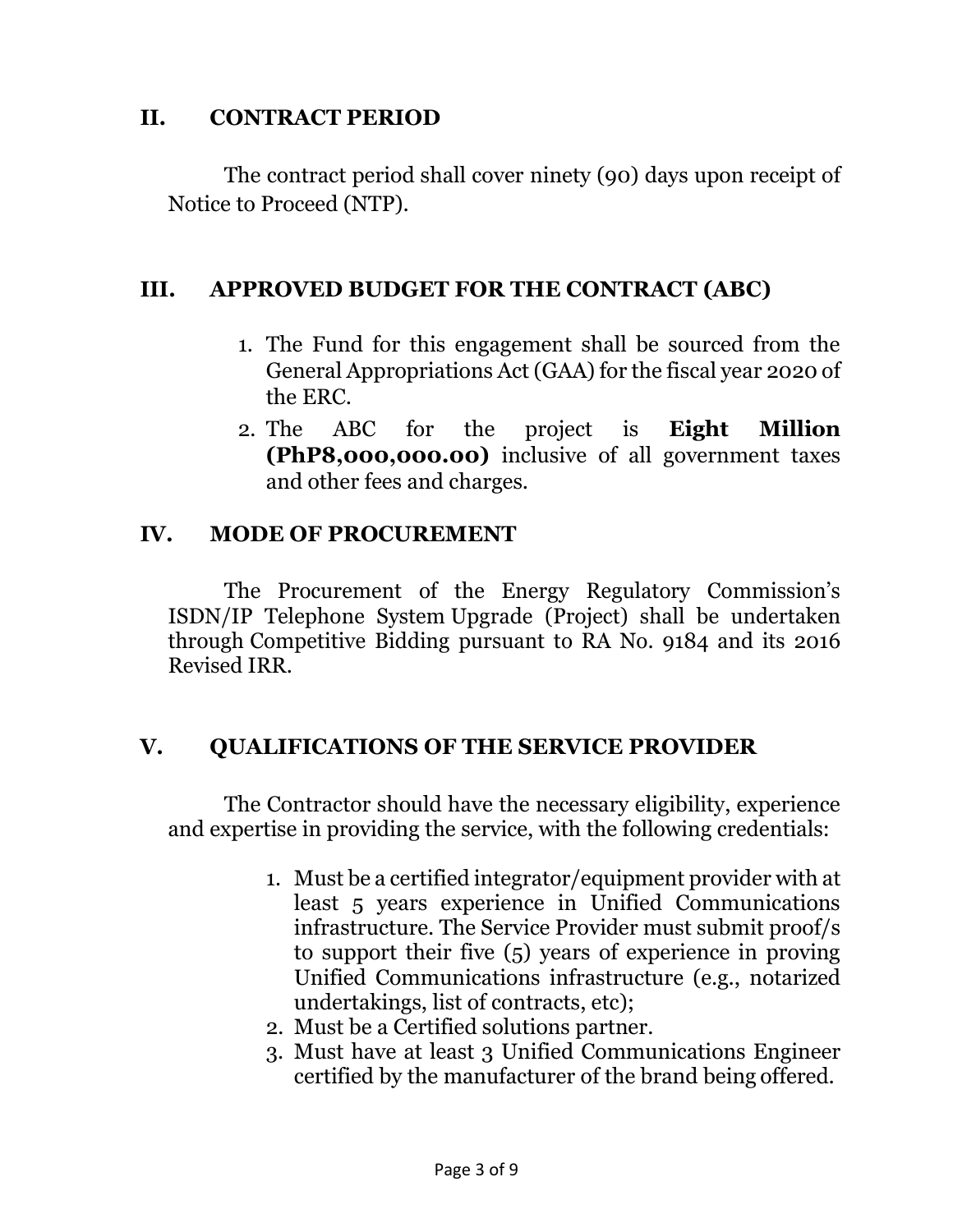## II. CONTRACT PERIOD

The contract period shall cover ninety (90) days upon receipt of Notice to Proceed (NTP).

## III. APPROVED BUDGET FOR THE CONTRACT (ABC)

1. The Fund for this engagement shall be sourced from the General Appropriations Act (GAA) for the fiscal year 2020 of the ERC.
2. The ABC for the project is **Eight Million (PhP8,000,000.00)** inclusive of all government taxes and other fees and charges.

## IV. MODE OF PROCUREMENT

The Procurement of the Energy Regulatory Commission's ISDN/IP Telephone System Upgrade (Project) shall be undertaken through Competitive Bidding pursuant to RA No. 9184 and its 2016 Revised IRR.

## V. QUALIFICATIONS OF THE SERVICE PROVIDER

The Contractor should have the necessary eligibility, experience and expertise in providing the service, with the following credentials:

1. Must be a certified integrator/equipment provider with at least 5 years experience in Unified Communications infrastructure. The Service Provider must submit proof/s to support their five (5) years of experience in proving Unified Communications infrastructure (e.g., notarized undertakings, list of contracts, etc);
2. Must be a Certified solutions partner.
3. Must have at least 3 Unified Communications Engineer certified by the manufacturer of the brand being offered.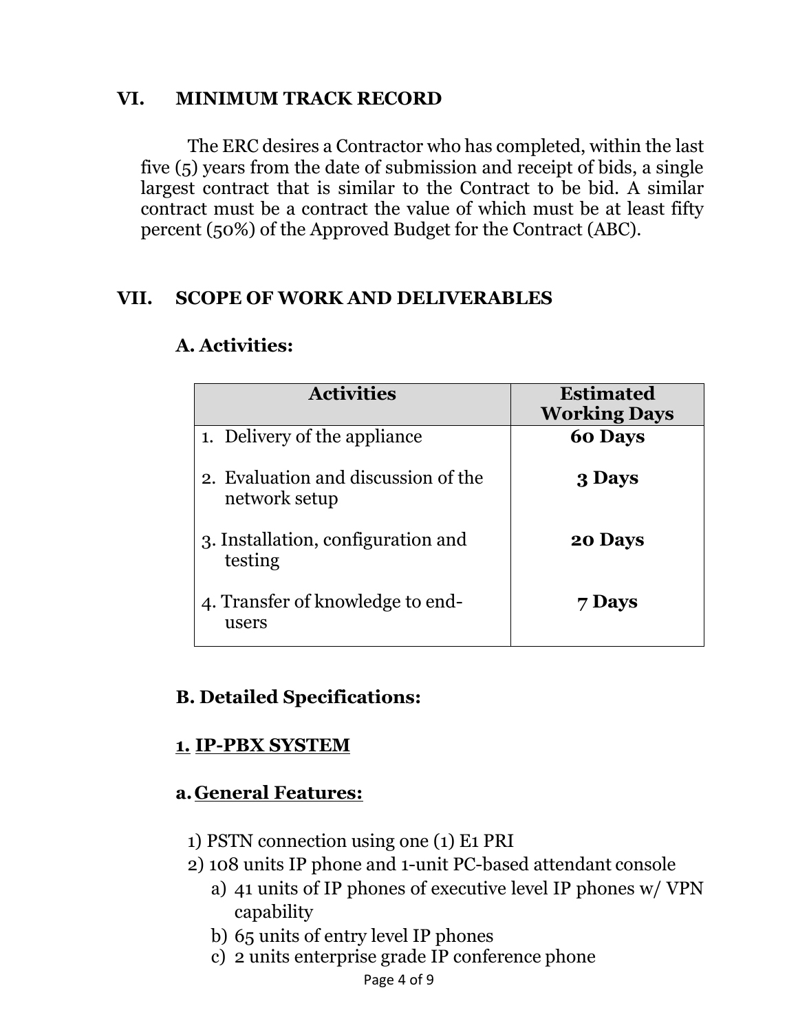## VI. MINIMUM TRACK RECORD

The ERC desires a Contractor who has completed, within the last five (5) years from the date of submission and receipt of bids, a single largest contract that is similar to the Contract to be bid. A similar contract must be a contract the value of which must be at least fifty percent (50%) of the Approved Budget for the Contract (ABC).

## VII. SCOPE OF WORK AND DELIVERABLES

### A. Activities:

| Activities | Estimated Working Days |
|---|---|
| 1. Delivery of the appliance | **60 Days** |
| 2. Evaluation and discussion of the network setup | **3 Days** |
| 3. Installation, configuration and testing | **20 Days** |
| 4. Transfer of knowledge to end-users | **7 Days** |

### B. Detailed Specifications:

#### 1. IP-PBX SYSTEM

#### a. General Features:

1) PSTN connection using one (1) E1 PRI
2) 108 units IP phone and 1-unit PC-based attendant console
   a) 41 units of IP phones of executive level IP phones w/ VPN capability
   b) 65 units of entry level IP phones
   c) 2 units enterprise grade IP conference phone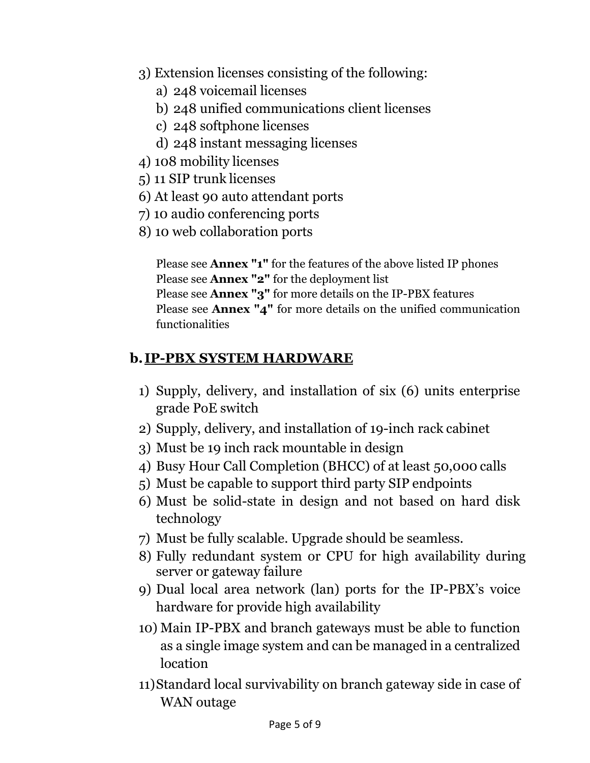3) Extension licenses consisting of the following:
   a) 248 voicemail licenses
   b) 248 unified communications client licenses
   c) 248 softphone licenses
   d) 248 instant messaging licenses
4) 108 mobility licenses
5) 11 SIP trunk licenses
6) At least 90 auto attendant ports
7) 10 audio conferencing ports
8) 10 web collaboration ports

Please see **Annex "1"** for the features of the above listed IP phones
Please see **Annex "2"** for the deployment list
Please see **Annex "3"** for more details on the IP-PBX features
Please see **Annex "4"** for more details on the unified communication functionalities

## b. IP-PBX SYSTEM HARDWARE

1) Supply, delivery, and installation of six (6) units enterprise grade PoE switch
2) Supply, delivery, and installation of 19-inch rack cabinet
3) Must be 19 inch rack mountable in design
4) Busy Hour Call Completion (BHCC) of at least 50,000 calls
5) Must be capable to support third party SIP endpoints
6) Must be solid-state in design and not based on hard disk technology
7) Must be fully scalable. Upgrade should be seamless.
8) Fully redundant system or CPU for high availability during server or gateway failure
9) Dual local area network (lan) ports for the IP-PBX's voice hardware for provide high availability
10) Main IP-PBX and branch gateways must be able to function as a single image system and can be managed in a centralized location
11) Standard local survivability on branch gateway side in case of WAN outage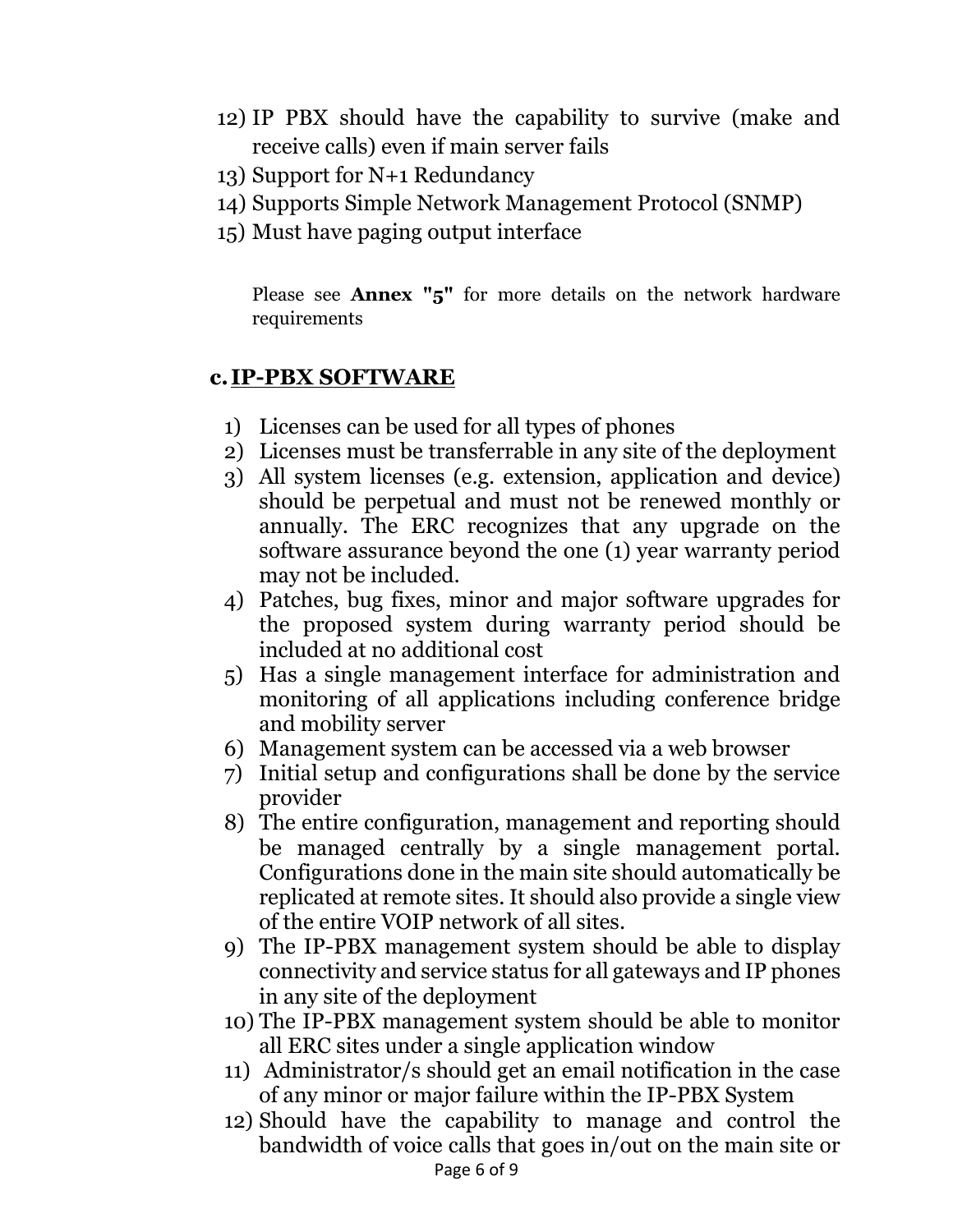12) IP PBX should have the capability to survive (make and receive calls) even if main server fails
13) Support for N+1 Redundancy
14) Supports Simple Network Management Protocol (SNMP)
15) Must have paging output interface

Please see **Annex "5"** for more details on the network hardware requirements

### c. IP-PBX SOFTWARE

1) Licenses can be used for all types of phones
2) Licenses must be transferrable in any site of the deployment
3) All system licenses (e.g. extension, application and device) should be perpetual and must not be renewed monthly or annually. The ERC recognizes that any upgrade on the software assurance beyond the one (1) year warranty period may not be included.
4) Patches, bug fixes, minor and major software upgrades for the proposed system during warranty period should be included at no additional cost
5) Has a single management interface for administration and monitoring of all applications including conference bridge and mobility server
6) Management system can be accessed via a web browser
7) Initial setup and configurations shall be done by the service provider
8) The entire configuration, management and reporting should be managed centrally by a single management portal. Configurations done in the main site should automatically be replicated at remote sites. It should also provide a single view of the entire VOIP network of all sites.
9) The IP-PBX management system should be able to display connectivity and service status for all gateways and IP phones in any site of the deployment
10) The IP-PBX management system should be able to monitor all ERC sites under a single application window
11) Administrator/s should get an email notification in the case of any minor or major failure within the IP-PBX System
12) Should have the capability to manage and control the bandwidth of voice calls that goes in/out on the main site or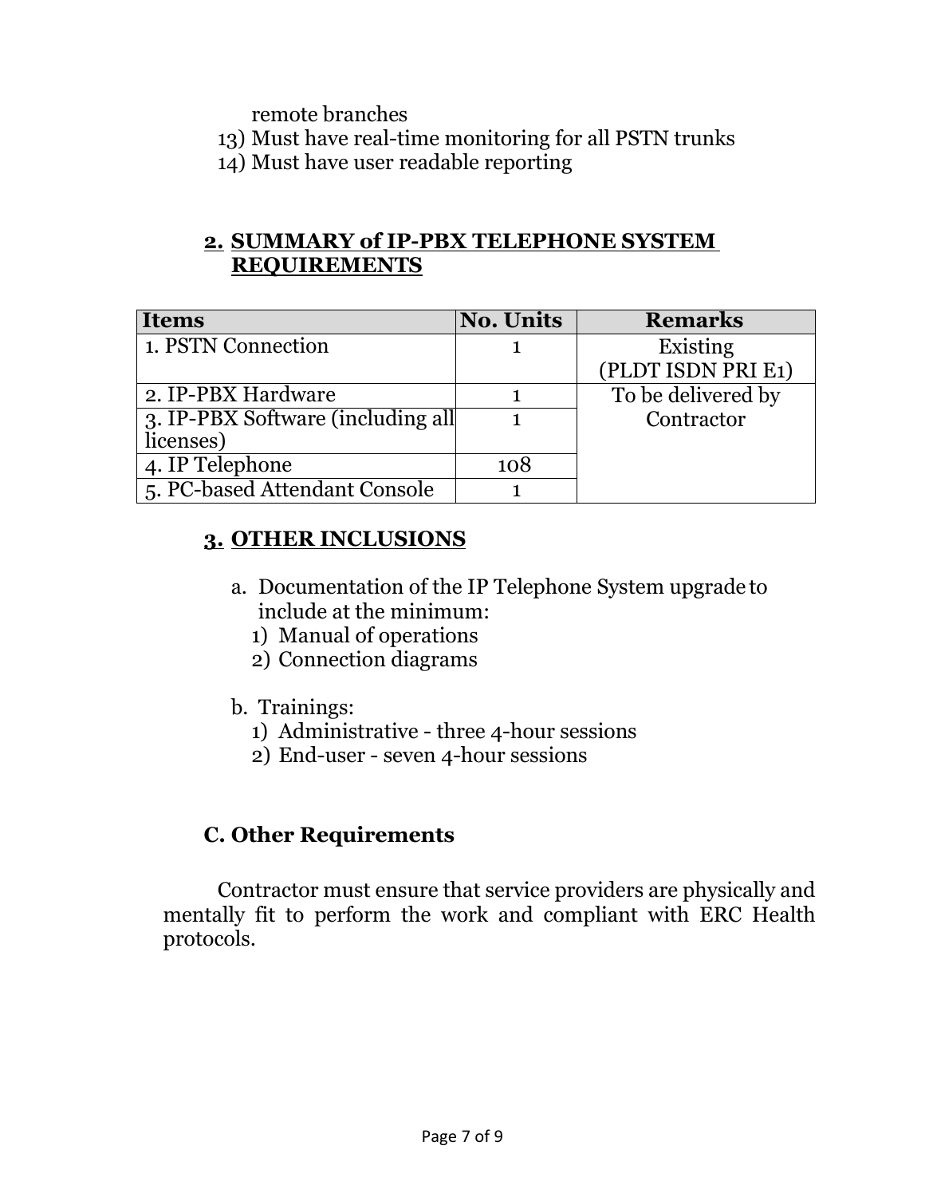remote branches

13) Must have real-time monitoring for all PSTN trunks
14) Must have user readable reporting

## 2. SUMMARY of IP-PBX TELEPHONE SYSTEM REQUIREMENTS

| Items | No. Units | Remarks |
|---|---|---|
| 1. PSTN Connection | 1 | Existing (PLDT ISDN PRI E1) |
| 2. IP-PBX Hardware | 1 | To be delivered by Contractor |
| 3. IP-PBX Software (including all licenses) | 1 | |
| 4. IP Telephone | 108 | |
| 5. PC-based Attendant Console | 1 | |

## 3. OTHER INCLUSIONS

a. Documentation of the IP Telephone System upgrade to include at the minimum:
   1) Manual of operations
   2) Connection diagrams

b. Trainings:
   1) Administrative - three 4-hour sessions
   2) End-user - seven 4-hour sessions

## C. Other Requirements

Contractor must ensure that service providers are physically and mentally fit to perform the work and compliant with ERC Health protocols.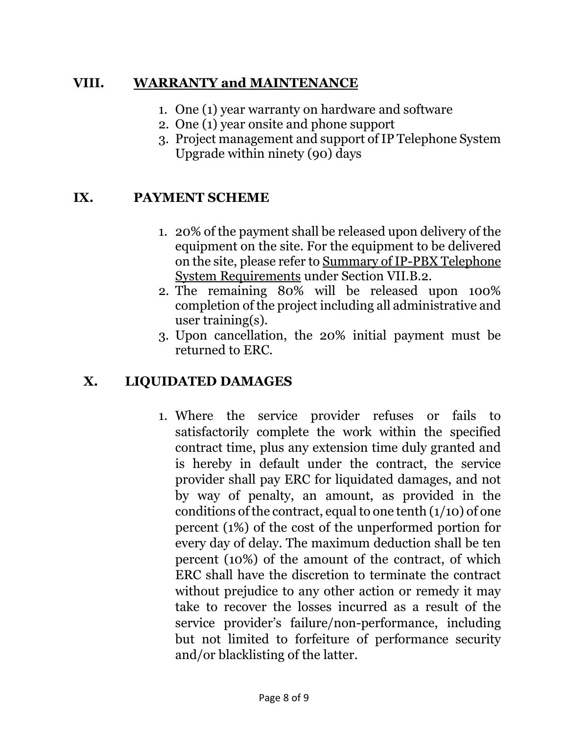## VIII. WARRANTY and MAINTENANCE

1. One (1) year warranty on hardware and software
2. One (1) year onsite and phone support
3. Project management and support of IP Telephone System Upgrade within ninety (90) days

## IX. PAYMENT SCHEME

1. 20% of the payment shall be released upon delivery of the equipment on the site. For the equipment to be delivered on the site, please refer to Summary of IP-PBX Telephone System Requirements under Section VII.B.2.
2. The remaining 80% will be released upon 100% completion of the project including all administrative and user training(s).
3. Upon cancellation, the 20% initial payment must be returned to ERC.

## X. LIQUIDATED DAMAGES

1. Where the service provider refuses or fails to satisfactorily complete the work within the specified contract time, plus any extension time duly granted and is hereby in default under the contract, the service provider shall pay ERC for liquidated damages, and not by way of penalty, an amount, as provided in the conditions of the contract, equal to one tenth (1/10) of one percent (1%) of the cost of the unperformed portion for every day of delay. The maximum deduction shall be ten percent (10%) of the amount of the contract, of which ERC shall have the discretion to terminate the contract without prejudice to any other action or remedy it may take to recover the losses incurred as a result of the service provider's failure/non-performance, including but not limited to forfeiture of performance security and/or blacklisting of the latter.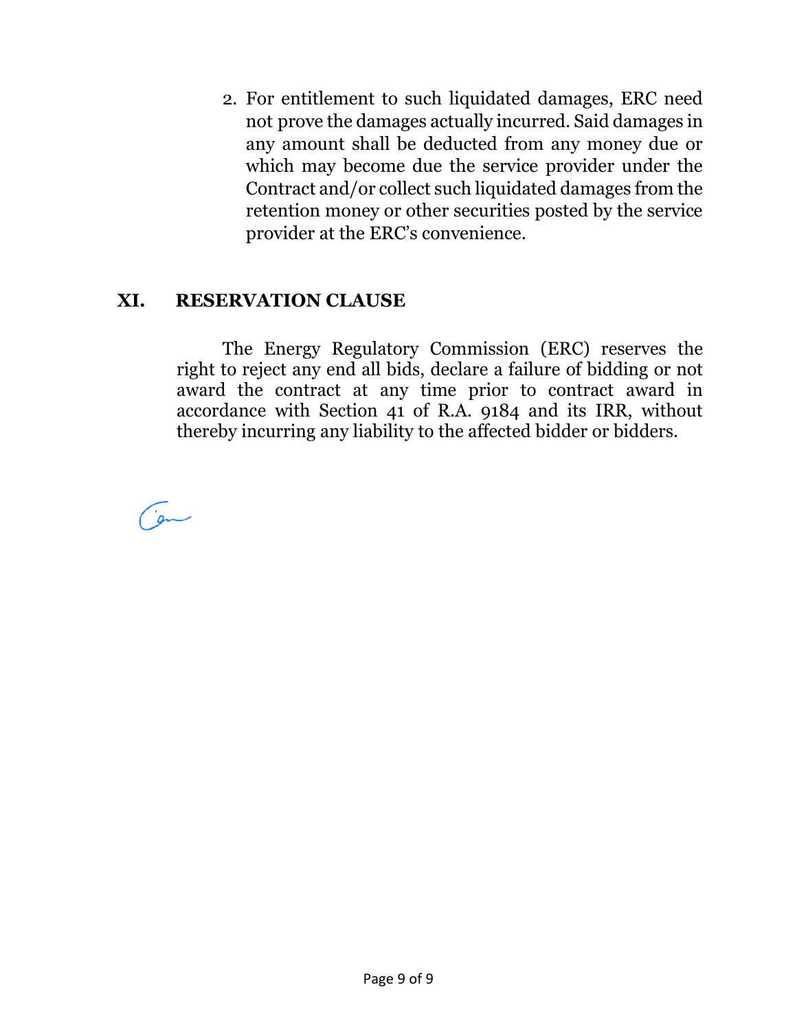2. For entitlement to such liquidated damages, ERC need not prove the damages actually incurred. Said damages in any amount shall be deducted from any money due or which may become due the service provider under the Contract and/or collect such liquidated damages from the retention money or other securities posted by the service provider at the ERC's convenience.

## XI. RESERVATION CLAUSE

The Energy Regulatory Commission (ERC) reserves the right to reject any end all bids, declare a failure of bidding or not award the contract at any time prior to contract award in accordance with Section 41 of R.A. 9184 and its IRR, without thereby incurring any liability to the affected bidder or bidders.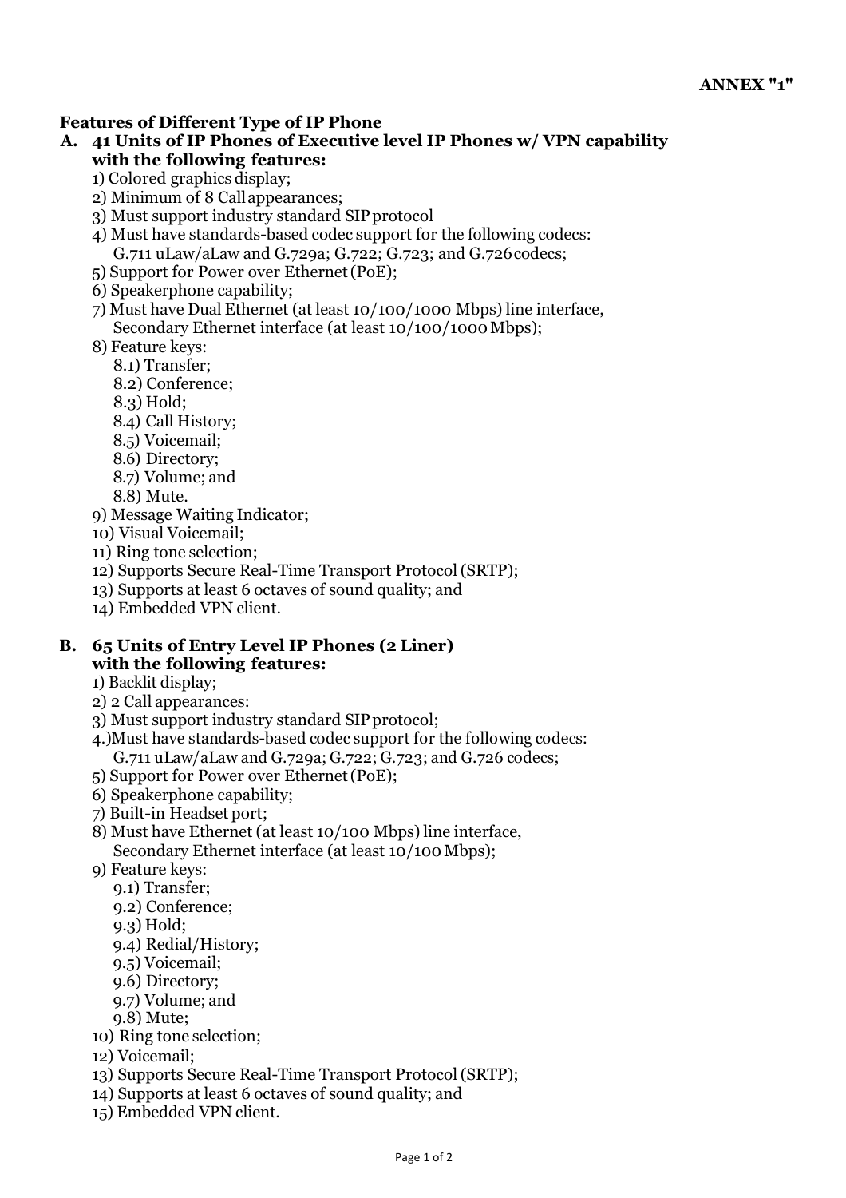**ANNEX "1"**

**Features of Different Type of IP Phone**

**A. 41 Units of IP Phones of Executive level IP Phones w/ VPN capability with the following features:**

1) Colored graphics display;
2) Minimum of 8 Call appearances;
3) Must support industry standard SIP protocol
4) Must have standards-based codec support for the following codecs: G.711 uLaw/aLaw and G.729a; G.722; G.723; and G.726 codecs;
5) Support for Power over Ethernet (PoE);
6) Speakerphone capability;
7) Must have Dual Ethernet (at least 10/100/1000 Mbps) line interface, Secondary Ethernet interface (at least 10/100/1000 Mbps);
8) Feature keys:
   8.1) Transfer;
   8.2) Conference;
   8.3) Hold;
   8.4) Call History;
   8.5) Voicemail;
   8.6) Directory;
   8.7) Volume; and
   8.8) Mute.
9) Message Waiting Indicator;
10) Visual Voicemail;
11) Ring tone selection;
12) Supports Secure Real-Time Transport Protocol (SRTP);
13) Supports at least 6 octaves of sound quality; and
14) Embedded VPN client.

**B. 65 Units of Entry Level IP Phones (2 Liner) with the following features:**

1) Backlit display;
2) 2 Call appearances:
3) Must support industry standard SIP protocol;
4.)Must have standards-based codec support for the following codecs: G.711 uLaw/aLaw and G.729a; G.722; G.723; and G.726 codecs;
5) Support for Power over Ethernet (PoE);
6) Speakerphone capability;
7) Built-in Headset port;
8) Must have Ethernet (at least 10/100 Mbps) line interface, Secondary Ethernet interface (at least 10/100 Mbps);
9) Feature keys:
   9.1) Transfer;
   9.2) Conference;
   9.3) Hold;
   9.4) Redial/History;
   9.5) Voicemail;
   9.6) Directory;
   9.7) Volume; and
   9.8) Mute;
10) Ring tone selection;
12) Voicemail;
13) Supports Secure Real-Time Transport Protocol (SRTP);
14) Supports at least 6 octaves of sound quality; and
15) Embedded VPN client.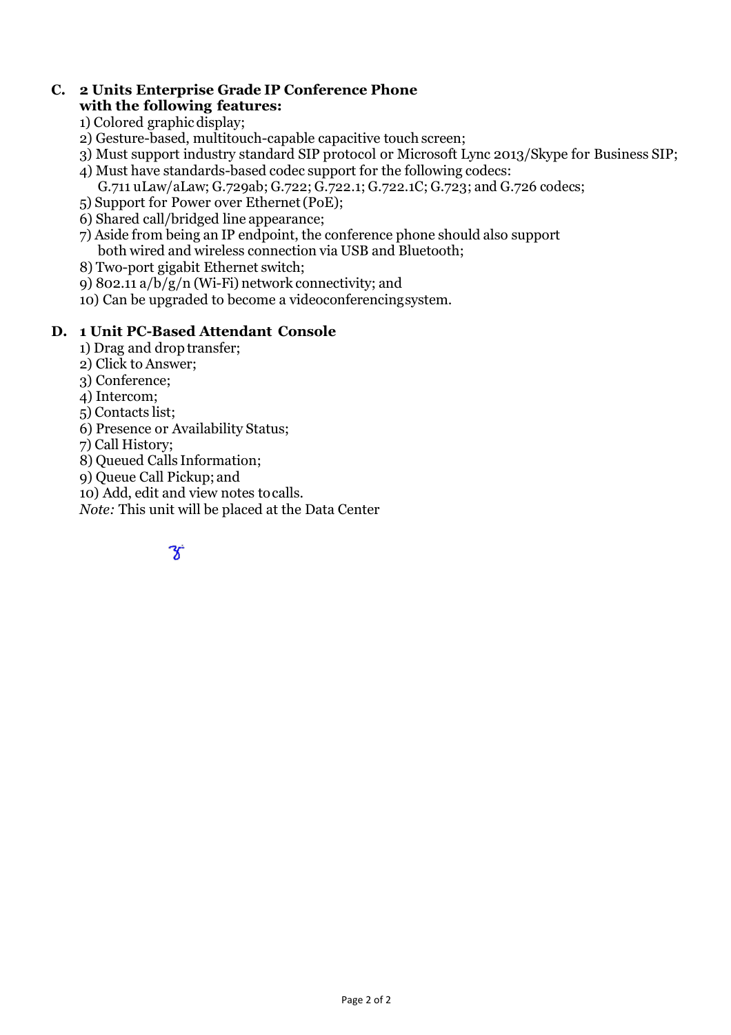**C. 2 Units Enterprise Grade IP Conference Phone with the following features:**

1) Colored graphic display;
2) Gesture-based, multitouch-capable capacitive touch screen;
3) Must support industry standard SIP protocol or Microsoft Lync 2013/Skype for Business SIP;
4) Must have standards-based codec support for the following codecs:
   G.711 uLaw/aLaw; G.729ab; G.722; G.722.1; G.722.1C; G.723; and G.726 codecs;
5) Support for Power over Ethernet (PoE);
6) Shared call/bridged line appearance;
7) Aside from being an IP endpoint, the conference phone should also support both wired and wireless connection via USB and Bluetooth;
8) Two-port gigabit Ethernet switch;
9) 802.11 a/b/g/n (Wi-Fi) network connectivity; and
10) Can be upgraded to become a videoconferencing system.

**D. 1 Unit PC-Based Attendant Console**

1) Drag and drop transfer;
2) Click to Answer;
3) Conference;
4) Intercom;
5) Contacts list;
6) Presence or Availability Status;
7) Call History;
8) Queued Calls Information;
9) Queue Call Pickup; and
10) Add, edit and view notes to calls.

*Note:* This unit will be placed at the Data Center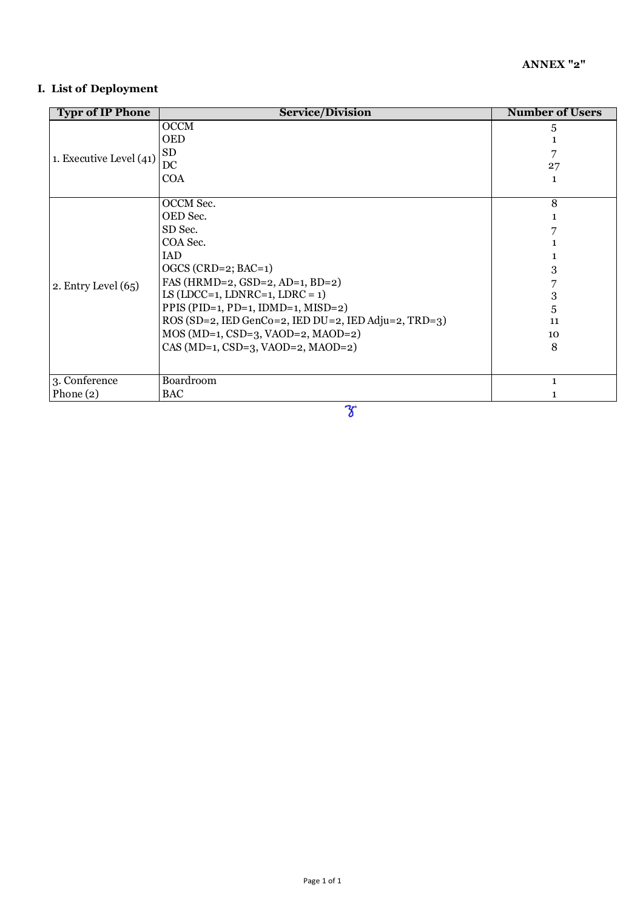**ANNEX "2"**

## I. List of Deployment

| Typr of IP Phone | Service/Division | Number of Users |
|---|---|---|
| 1. Executive Level (41) | OCCM | 5 |
| | OED | 1 |
| | SD | 7 |
| | DC | 27 |
| | COA | 1 |
| 2. Entry Level (65) | OCCM Sec. | 8 |
| | OED Sec. | 1 |
| | SD Sec. | 7 |
| | COA Sec. | 1 |
| | IAD | 1 |
| | OGCS (CRD=2; BAC=1) | 3 |
| | FAS (HRMD=2, GSD=2, AD=1, BD=2) | 7 |
| | LS (LDCC=1, LDNRC=1, LDRC = 1) | 3 |
| | PPIS (PID=1, PD=1, IDMD=1, MISD=2) | 5 |
| | ROS (SD=2, IED GenCo=2, IED DU=2, IED Adju=2, TRD=3) | 11 |
| | MOS (MD=1, CSD=3, VAOD=2, MAOD=2) | 10 |
| | CAS (MD=1, CSD=3, VAOD=2, MAOD=2) | 8 |
| 3. Conference Phone (2) | Boardroom | 1 |
| | BAC | 1 |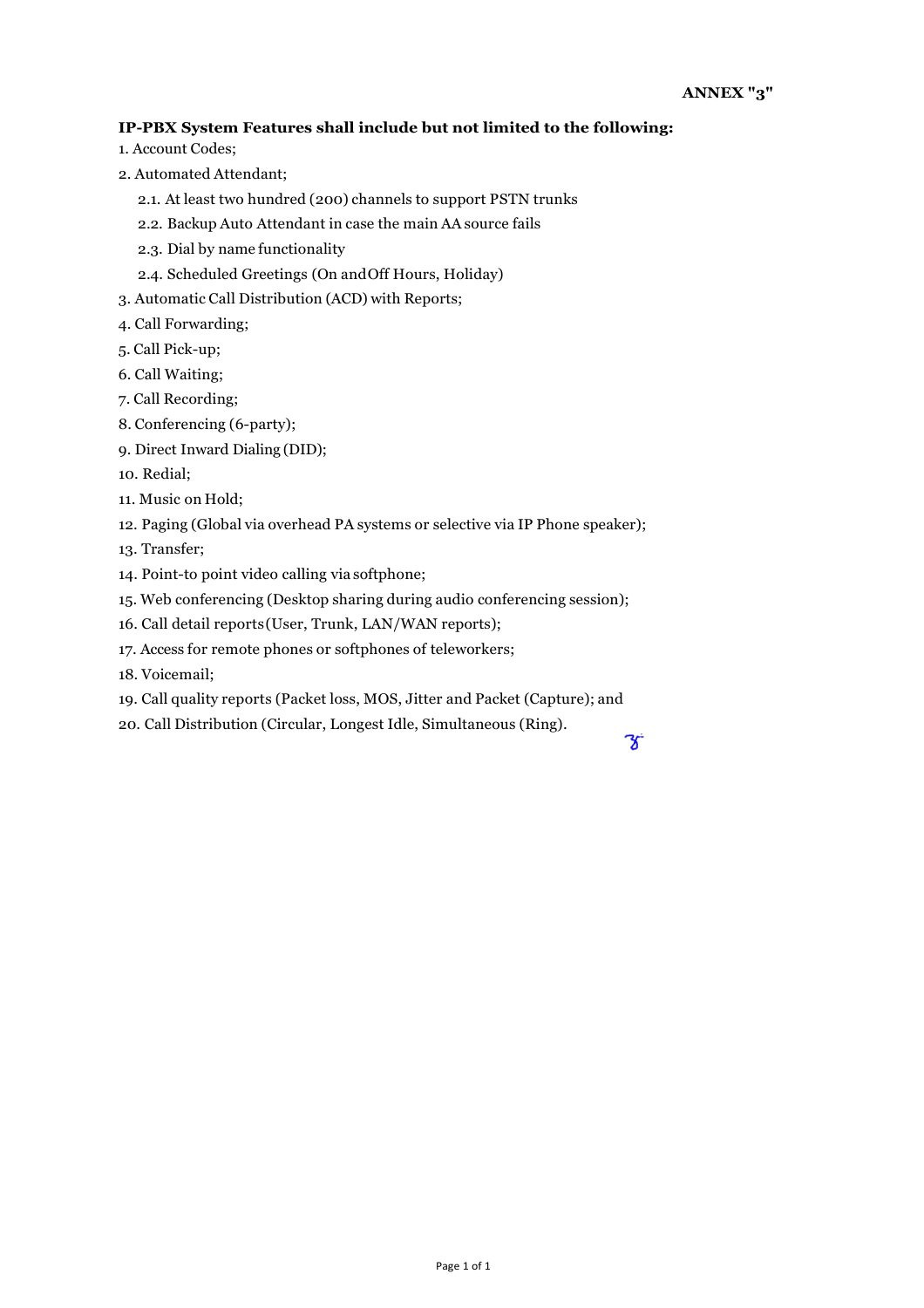ANNEX "3"

**IP-PBX System Features shall include but not limited to the following:**

1. Account Codes;
2. Automated Attendant;
   2.1. At least two hundred (200) channels to support PSTN trunks
   2.2. Backup Auto Attendant in case the main AA source fails
   2.3. Dial by name functionality
   2.4. Scheduled Greetings (On and Off Hours, Holiday)
3. Automatic Call Distribution (ACD) with Reports;
4. Call Forwarding;
5. Call Pick-up;
6. Call Waiting;
7. Call Recording;
8. Conferencing (6-party);
9. Direct Inward Dialing (DID);
10. Redial;
11. Music on Hold;
12. Paging (Global via overhead PA systems or selective via IP Phone speaker);
13. Transfer;
14. Point-to point video calling via softphone;
15. Web conferencing (Desktop sharing during audio conferencing session);
16. Call detail reports (User, Trunk, LAN/WAN reports);
17. Access for remote phones or softphones of teleworkers;
18. Voicemail;
19. Call quality reports (Packet loss, MOS, Jitter and Packet (Capture); and
20. Call Distribution (Circular, Longest Idle, Simultaneous (Ring).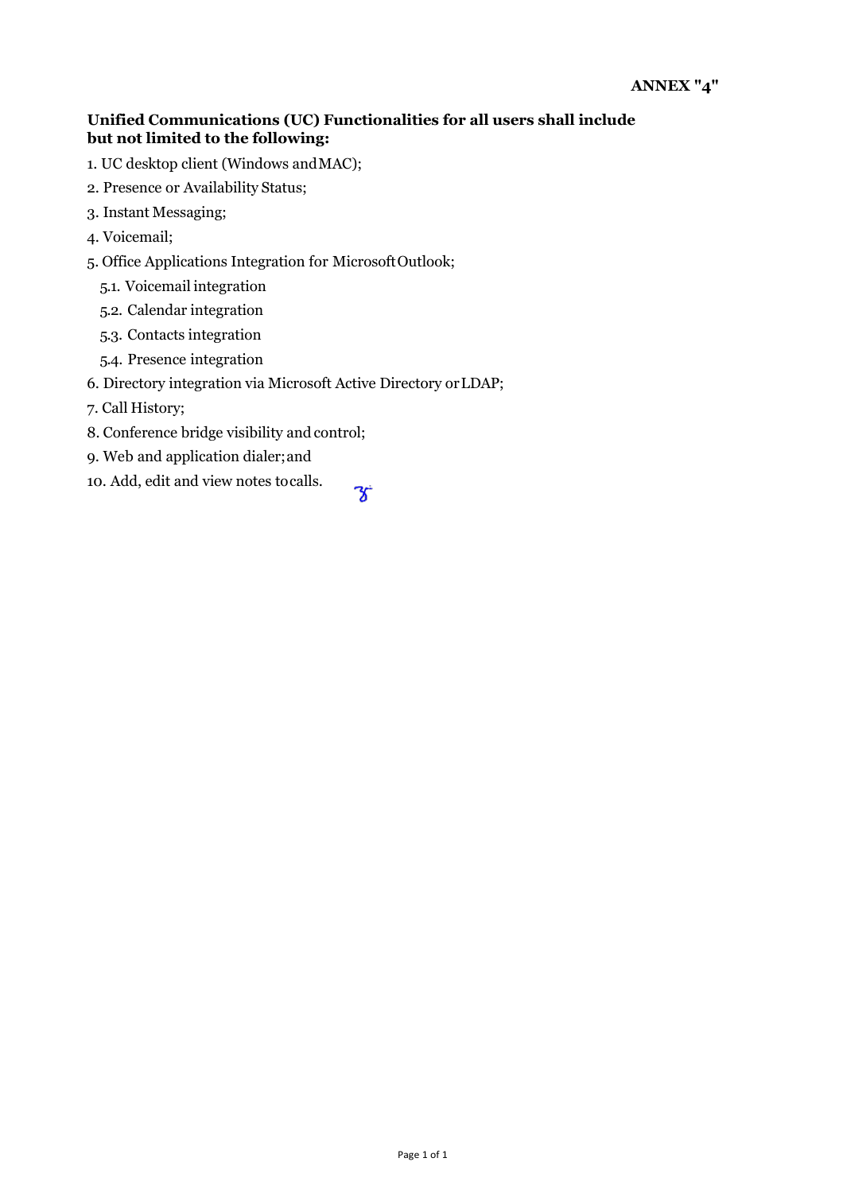**ANNEX "4"**

**Unified Communications (UC) Functionalities for all users shall include but not limited to the following:**

1. UC desktop client (Windows and MAC);
2. Presence or Availability Status;
3. Instant Messaging;
4. Voicemail;
5. Office Applications Integration for Microsoft Outlook;
   - 5.1. Voicemail integration
   - 5.2. Calendar integration
   - 5.3. Contacts integration
   - 5.4. Presence integration
6. Directory integration via Microsoft Active Directory or LDAP;
7. Call History;
8. Conference bridge visibility and control;
9. Web and application dialer; and
10. Add, edit and view notes to calls.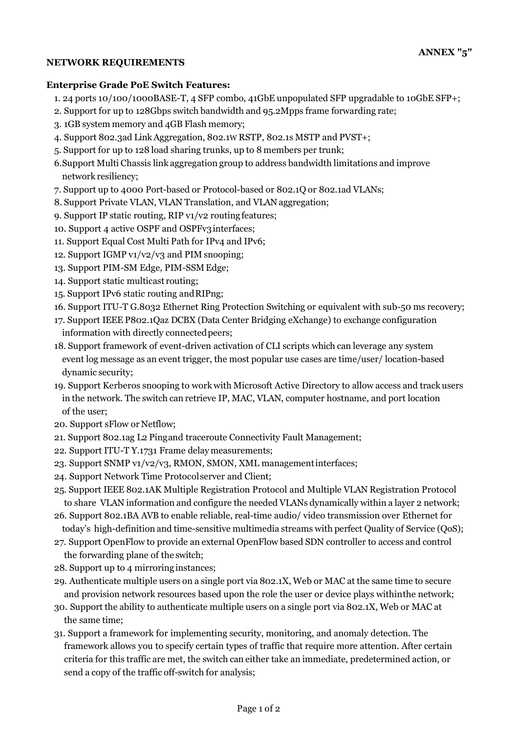**ANNEX "5"**

**NETWORK REQUIREMENTS**

**Enterprise Grade PoE Switch Features:**

1. 24 ports 10/100/1000BASE-T, 4 SFP combo, 41GbE unpopulated SFP upgradable to 10GbE SFP+;
2. Support for up to 128Gbps switch bandwidth and 95.2Mpps frame forwarding rate;
3. 1GB system memory and 4GB Flash memory;
4. Support 802.3ad Link Aggregation, 802.1w RSTP, 802.1s MSTP and PVST+;
5. Support for up to 128 load sharing trunks, up to 8 members per trunk;
6. Support Multi Chassis link aggregation group to address bandwidth limitations and improve network resiliency;
7. Support up to 4000 Port-based or Protocol-based or 802.1Q or 802.1ad VLANs;
8. Support Private VLAN, VLAN Translation, and VLAN aggregation;
9. Support IP static routing, RIP v1/v2 routing features;
10. Support 4 active OSPF and OSPFv3 interfaces;
11. Support Equal Cost Multi Path for IPv4 and IPv6;
12. Support IGMP v1/v2/v3 and PIM snooping;
13. Support PIM-SM Edge, PIM-SSM Edge;
14. Support static multicast routing;
15. Support IPv6 static routing and RIPng;
16. Support ITU-T G.8032 Ethernet Ring Protection Switching or equivalent with sub-50 ms recovery;
17. Support IEEE P802.1Qaz DCBX (Data Center Bridging eXchange) to exchange configuration information with directly connected peers;
18. Support framework of event-driven activation of CLI scripts which can leverage any system event log message as an event trigger, the most popular use cases are time/user/ location-based dynamic security;
19. Support Kerberos snooping to work with Microsoft Active Directory to allow access and track users in the network. The switch can retrieve IP, MAC, VLAN, computer hostname, and port location of the user;
20. Support sFlow or Netflow;
21. Support 802.1ag L2 Ping and traceroute Connectivity Fault Management;
22. Support ITU-T Y.1731 Frame delay measurements;
23. Support SNMP v1/v2/v3, RMON, SMON, XML management interfaces;
24. Support Network Time Protocol server and Client;
25. Support IEEE 802.1AK Multiple Registration Protocol and Multiple VLAN Registration Protocol to share VLAN information and configure the needed VLANs dynamically within a layer 2 network;
26. Support 802.1BA AVB to enable reliable, real-time audio/ video transmission over Ethernet for today's high-definition and time-sensitive multimedia streams with perfect Quality of Service (QoS);
27. Support OpenFlow to provide an external OpenFlow based SDN controller to access and control the forwarding plane of the switch;
28. Support up to 4 mirroring instances;
29. Authenticate multiple users on a single port via 802.1X, Web or MAC at the same time to secure and provision network resources based upon the role the user or device plays within the network;
30. Support the ability to authenticate multiple users on a single port via 802.1X, Web or MAC at the same time;
31. Support a framework for implementing security, monitoring, and anomaly detection. The framework allows you to specify certain types of traffic that require more attention. After certain criteria for this traffic are met, the switch can either take an immediate, predetermined action, or send a copy of the traffic off-switch for analysis;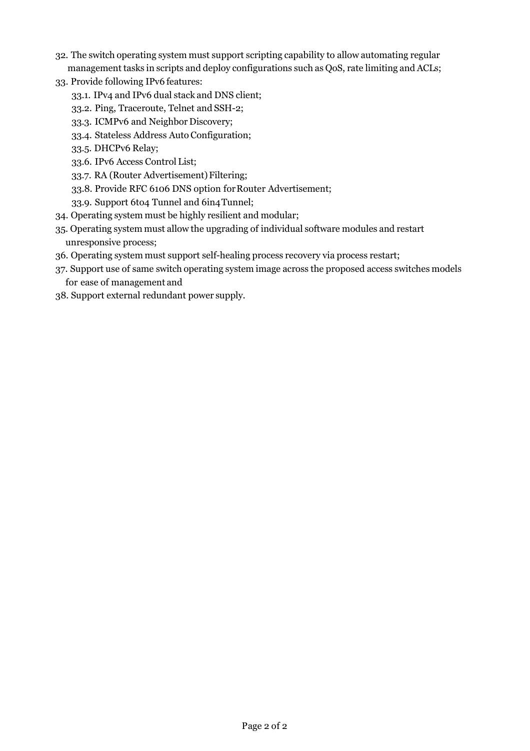32. The switch operating system must support scripting capability to allow automating regular management tasks in scripts and deploy configurations such as QoS, rate limiting and ACLs;
33. Provide following IPv6 features:
    33.1. IPv4 and IPv6 dual stack and DNS client;
    33.2. Ping, Traceroute, Telnet and SSH-2;
    33.3. ICMPv6 and Neighbor Discovery;
    33.4. Stateless Address Auto Configuration;
    33.5. DHCPv6 Relay;
    33.6. IPv6 Access Control List;
    33.7. RA (Router Advertisement) Filtering;
    33.8. Provide RFC 6106 DNS option for Router Advertisement;
    33.9. Support 6to4 Tunnel and 6in4 Tunnel;
34. Operating system must be highly resilient and modular;
35. Operating system must allow the upgrading of individual software modules and restart unresponsive process;
36. Operating system must support self-healing process recovery via process restart;
37. Support use of same switch operating system image across the proposed access switches models for ease of management and
38. Support external redundant power supply.